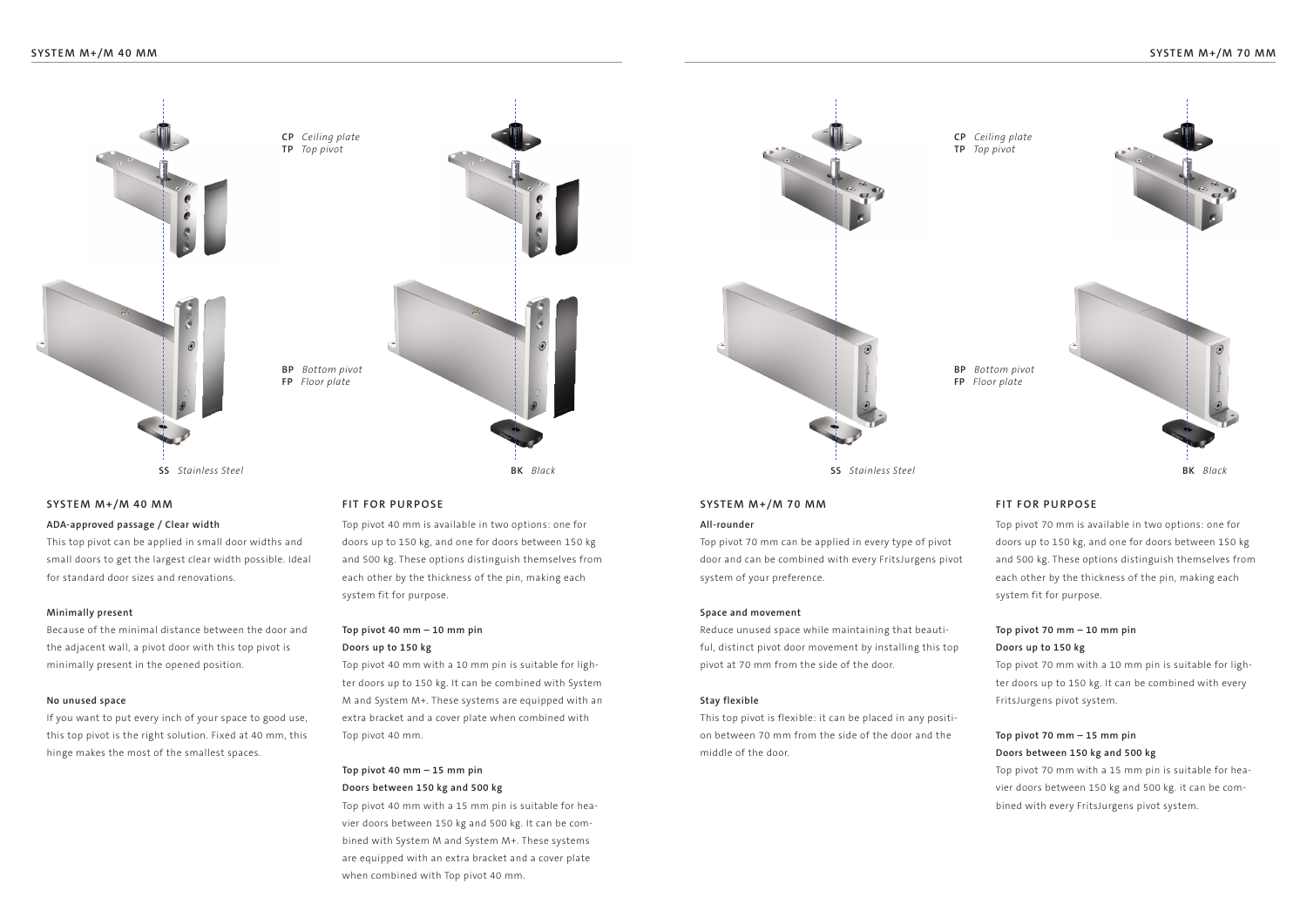CP *Ceiling plate*
TP *Top pivot*

BP *Bottom pivot*
FP *Floor plate*

SS *Stainless Steel*

BK *Black*

## SYSTEM M+/M 40 MM

**ADA-approved passage / Clear width**

This top pivot can be applied in small door widths and small doors to get the largest clear width possible. Ideal for standard door sizes and renovations.

**Minimally present**

Because of the minimal distance between the door and the adjacent wall, a pivot door with this top pivot is minimally present in the opened position.

**No unused space**

If you want to put every inch of your space to good use, this top pivot is the right solution. Fixed at 40 mm, this hinge makes the most of the smallest spaces.

## FIT FOR PURPOSE

Top pivot 40 mm is available in two options: one for doors up to 150 kg, and one for doors between 150 kg and 500 kg. These options distinguish themselves from each other by the thickness of the pin, making each system fit for purpose.

**Top pivot 40 mm – 10 mm pin**
**Doors up to 150 kg**

Top pivot 40 mm with a 10 mm pin is suitable for lighter doors up to 150 kg. It can be combined with System M and System M+. These systems are equipped with an extra bracket and a cover plate when combined with Top pivot 40 mm.

**Top pivot 40 mm – 15 mm pin**
**Doors between 150 kg and 500 kg**

Top pivot 40 mm with a 15 mm pin is suitable for heavier doors between 150 kg and 500 kg. It can be combined with System M and System M+. These systems are equipped with an extra bracket and a cover plate when combined with Top pivot 40 mm.

CP *Ceiling plate*
TP *Top pivot*

BP *Bottom pivot*
FP *Floor plate*

SS *Stainless Steel*

BK *Black*

## SYSTEM M+/M 70 MM

**All-rounder**

Top pivot 70 mm can be applied in every type of pivot door and can be combined with every FritsJurgens pivot system of your preference.

**Space and movement**

Reduce unused space while maintaining that beautiful, distinct pivot door movement by installing this top pivot at 70 mm from the side of the door.

**Stay flexible**

This top pivot is flexible: it can be placed in any position between 70 mm from the side of the door and the middle of the door.

## FIT FOR PURPOSE

Top pivot 70 mm is available in two options: one for doors up to 150 kg, and one for doors between 150 kg and 500 kg. These options distinguish themselves from each other by the thickness of the pin, making each system fit for purpose.

**Top pivot 70 mm – 10 mm pin**
**Doors up to 150 kg**

Top pivot 70 mm with a 10 mm pin is suitable for lighter doors up to 150 kg. It can be combined with every FritsJurgens pivot system.

**Top pivot 70 mm – 15 mm pin**
**Doors between 150 kg and 500 kg**

Top pivot 70 mm with a 15 mm pin is suitable for heavier doors between 150 kg and 500 kg. it can be combined with every FritsJurgens pivot system.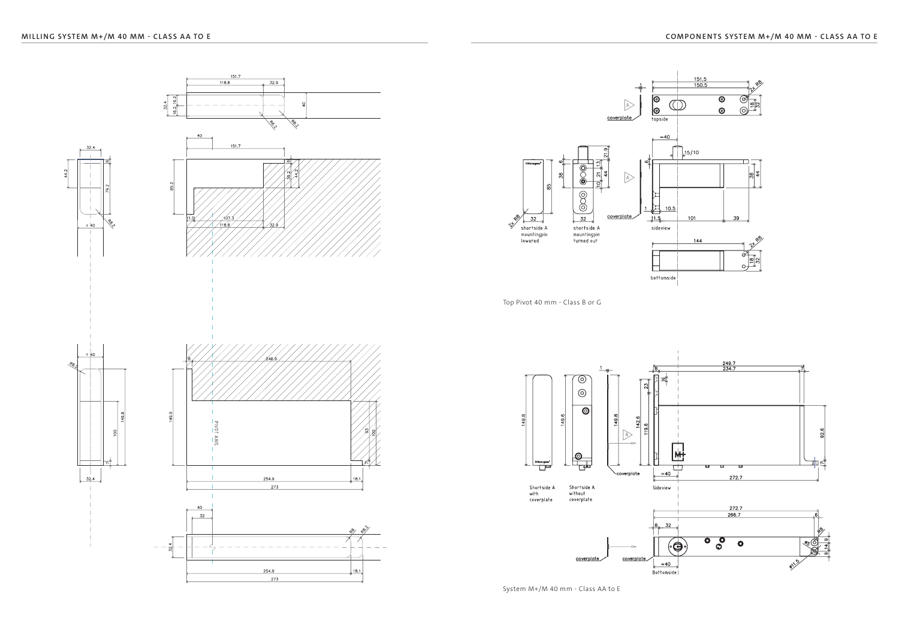## MILLING SYSTEM M+/M 40 MM - CLASS AA TO E

## COMPONENTS SYSTEM M+/M 40 MM - CLASS AA TO E

Top Pivot 40 mm - Class B or G

System M+/M 40 mm - Class AA to E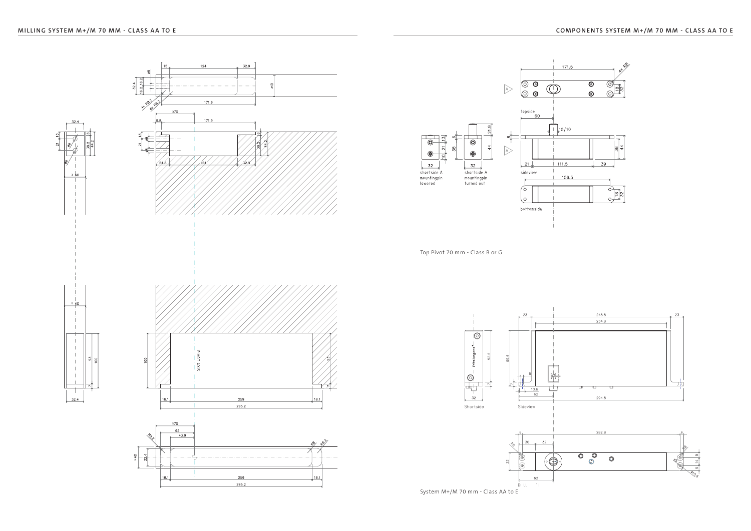## MILLING SYSTEM M+/M 70 MM - CLASS AA TO E

## COMPONENTS SYSTEM M+/M 70 MM - CLASS AA TO E

Top Pivot 70 mm - Class B or G

System M+/M 70 mm - Class AA to E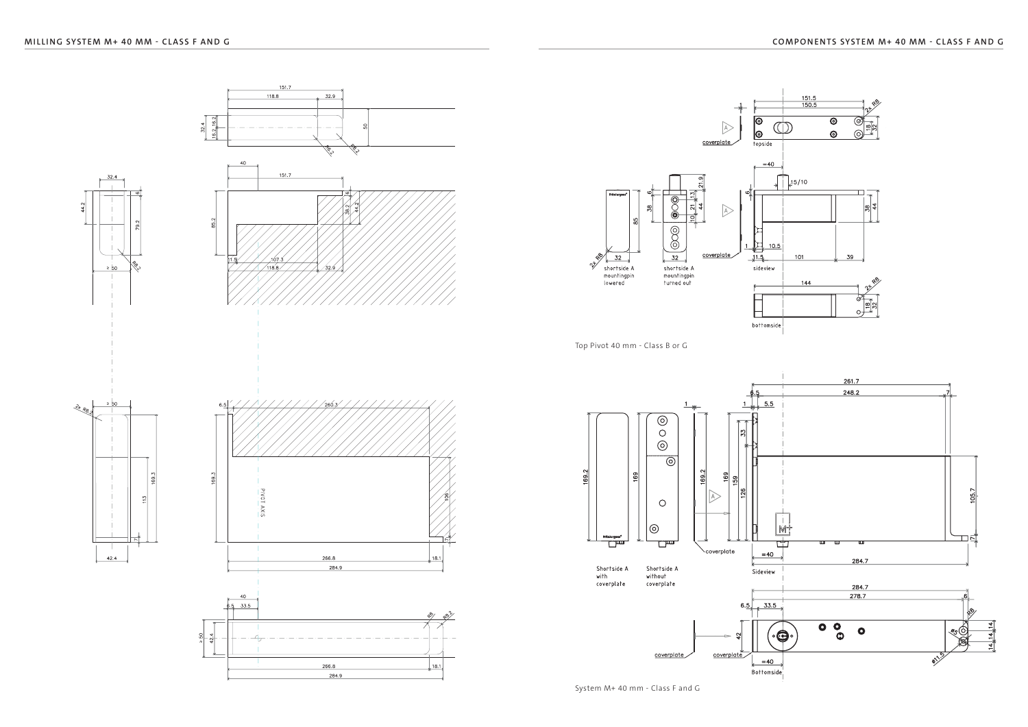## MILLING SYSTEM M+ 40 MM - CLASS F AND G

## COMPONENTS SYSTEM M+ 40 MM - CLASS F AND G

151.7

118.8

32.9

32.4

16.2

16.2

50

R6.2

R8.2

32.4

44.2

6

79.2

R8.2

≥ 50

40

151.7

85.2

6

38.2

44.2

11.5

107.3

118.8

32.9

2x R8.2

≥ 50

169.3

113

7

42.4

6.5

260.3

169.3

PIVOT AXIS

106

7

266.8

18.1

284.9

40

6.5

33.5

R8

R8.2

≥ 50

42.4

266.8

18.1

284.9

151.5

150.5

1

2x R8

18

32

coverplate

topside

6

38

85

21.9

13

21

44

10

=40

15/10

6

38

44

2x R8

32

32

coverplate

1

10.5

11.5

101

39

shortside A mountingpin lowered

shortside A mountingpin turned out

sideview

144

2x R8

18

32

bottomside

Top Pivot 40 mm - Class B or G

261.7

6.5

248.2

7

1

5.5

33

169.2

169

169.2

169

159

126

105.7

7

coverplate

=40

284.7

Shortside A with coverplate

Shortside A without coverplate

Sideview

284.7

278.7

6.5

33.5

6

R8

42

14

14

14

14

coverplate

coverplate

=40

Ø11.5

Bottomside

System M+ 40 mm - Class F and G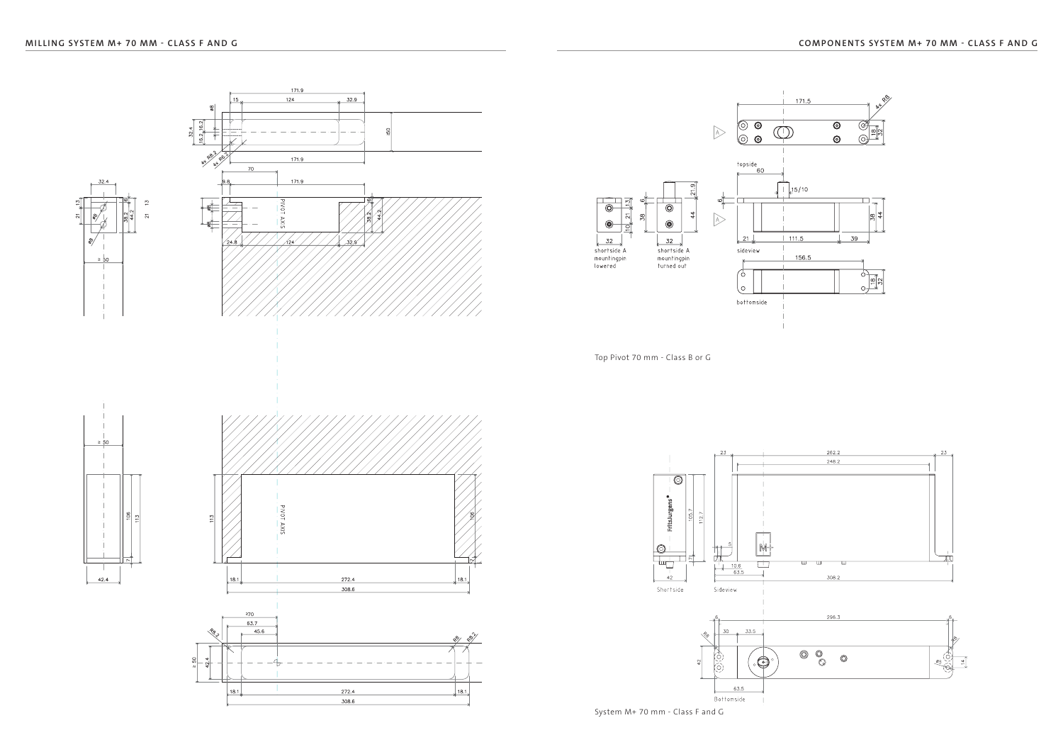## MILLING SYSTEM M+ 70 MM - CLASS F AND G

171.9
15
124
32.9
ø8
32.4
16.2
ø50
4x R8.2
4x R8.2
171.9
70
9.6
171.9
32.4
21
13
6
6
ø8
ø8
38.2
44.2
21
13
ø8
ø8
PIVOT AXIS
38.2
44.2
24.8
124
32.9
≥ 50

≥ 50
106
113
113
PIVOT AXIS
106
7
7
42.4
18.1
272.4
18.1
308.6

≥70
63.7
45.6
R8.2
R8
R8.2
≥ 50
42.4
18.1
272.4
18.1
308.6

## COMPONENTS SYSTEM M+ 70 MM - CLASS F AND G

171.5
4x R8
A
18
32
topside
60
6
15/10
A
13
6
21
21.9
38
44
38
44
10
32
32
21
111.5
39
shortside A mountingpin lowered
shortside A mountingpin turned out
sideview
156.5
18
32
bottomside

Top Pivot 70 mm - Class B or G

23
262.2
23
248.2
FritsJurgens®
105.7
112.7
7
10.6
63.5
42
308.2
Shortside
Sideview
6
296.3
6
R8
30
33.5
R8
42
63.5
Bottomside

System M+ 70 mm - Class F and G